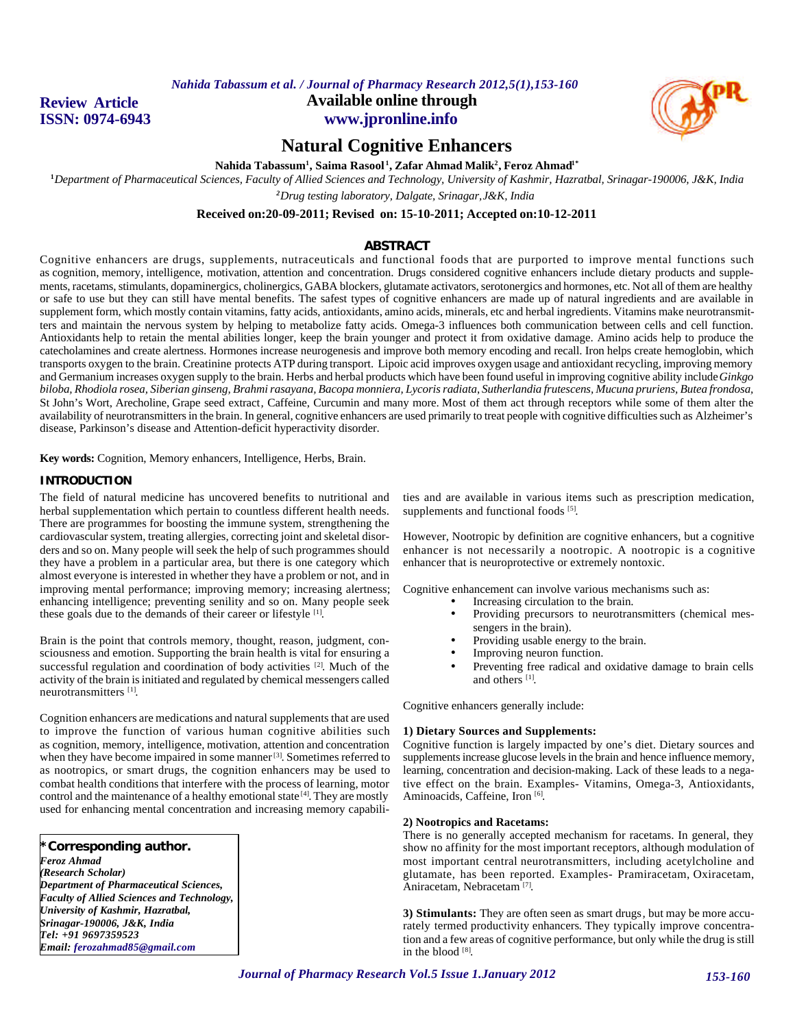Review Article
ISSN: 0974-6943

Available online through
www.jpronline.info

# Natural Cognitive Enhancers

**Nahida Tabassum[1], Saima Rasool[1], Zafar Ahmad Malik[2], Feroz Ahmad[1*]**

[1]*Department of Pharmaceutical Sciences, Faculty of Allied Sciences and Technology, University of Kashmir, Hazratbal, Srinagar-190006, J&K, India*

[2]*Drug testing laboratory, Dalgate, Srinagar,J&K, India*

**Received on:20-09-2011; Revised on: 15-10-2011; Accepted on:10-12-2011**

## ABSTRACT

Cognitive enhancers are drugs, supplements, nutraceuticals and functional foods that are purported to improve mental functions such as cognition, memory, intelligence, motivation, attention and concentration. Drugs considered cognitive enhancers include dietary products and supplements, racetams, stimulants, dopaminergics, cholinergics, GABA blockers, glutamate activators, serotonergics and hormones, etc. Not all of them are healthy or safe to use but they can still have mental benefits. The safest types of cognitive enhancers are made up of natural ingredients and are available in supplement form, which mostly contain vitamins, fatty acids, antioxidants, amino acids, minerals, etc and herbal ingredients. Vitamins make neurotransmitters and maintain the nervous system by helping to metabolize fatty acids. Omega-3 influences both communication between cells and cell function. Antioxidants help to retain the mental abilities longer, keep the brain younger and protect it from oxidative damage. Amino acids help to produce the catecholamines and create alertness. Hormones increase neurogenesis and improve both memory encoding and recall. Iron helps create hemoglobin, which transports oxygen to the brain. Creatinine protects ATP during transport. Lipoic acid improves oxygen usage and antioxidant recycling, improving memory and Germanium increases oxygen supply to the brain. Herbs and herbal products which have been found useful in improving cognitive ability include *Ginkgo biloba, Rhodiola rosea, Siberian ginseng, Brahmi rasayana, Bacopa monniera, Lycoris radiata, Sutherlandia frutescens, Mucuna pruriens, Butea frondosa,* St John's Wort, Arecholine, Grape seed extract, Caffeine, Curcumin and many more. Most of them act through receptors while some of them alter the availability of neurotransmitters in the brain. In general, cognitive enhancers are used primarily to treat people with cognitive difficulties such as Alzheimer's disease, Parkinson's disease and Attention-deficit hyperactivity disorder.

**Key words:** Cognition, Memory enhancers, Intelligence, Herbs, Brain.

## INTRODUCTION

The field of natural medicine has uncovered benefits to nutritional and herbal supplementation which pertain to countless different health needs. There are programmes for boosting the immune system, strengthening the cardiovascular system, treating allergies, correcting joint and skeletal disorders and so on. Many people will seek the help of such programmes should they have a problem in a particular area, but there is one category which almost everyone is interested in whether they have a problem or not, and in improving mental performance; improving memory; increasing alertness; enhancing intelligence; preventing senility and so on. Many people seek these goals due to the demands of their career or lifestyle [1].

Brain is the point that controls memory, thought, reason, judgment, consciousness and emotion. Supporting the brain health is vital for ensuring a successful regulation and coordination of body activities [2]. Much of the activity of the brain is initiated and regulated by chemical messengers called neurotransmitters [1].

Cognition enhancers are medications and natural supplements that are used to improve the function of various human cognitive abilities such as cognition, memory, intelligence, motivation, attention and concentration when they have become impaired in some manner [3]. Sometimes referred to as nootropics, or smart drugs, the cognition enhancers may be used to combat health conditions that interfere with the process of learning, motor control and the maintenance of a healthy emotional state [4]. They are mostly used for enhancing mental concentration and increasing memory capabilities and are available in various items such as prescription medication, supplements and functional foods [5].

However, Nootropic by definition are cognitive enhancers, but a cognitive enhancer is not necessarily a nootropic. A nootropic is a cognitive enhancer that is neuroprotective or extremely nontoxic.

Cognitive enhancement can involve various mechanisms such as:

- Increasing circulation to the brain.
- Providing precursors to neurotransmitters (chemical messengers in the brain).
- Providing usable energy to the brain.
- Improving neuron function.
- Preventing free radical and oxidative damage to brain cells and others [1].

Cognitive enhancers generally include:

**1) Dietary Sources and Supplements:**
Cognitive function is largely impacted by one's diet. Dietary sources and supplements increase glucose levels in the brain and hence influence memory, learning, concentration and decision-making. Lack of these leads to a negative effect on the brain. Examples- Vitamins, Omega-3, Antioxidants, Aminoacids, Caffeine, Iron [6].

**2) Nootropics and Racetams:**
There is no generally accepted mechanism for racetams. In general, they show no affinity for the most important receptors, although modulation of most important central neurotransmitters, including acetylcholine and glutamate, has been reported. Examples- Pramiracetam, Oxiracetam, Aniracetam, Nebracetam [7].

**3) Stimulants:** They are often seen as smart drugs, but may be more accurately termed productivity enhancers. They typically improve concentration and a few areas of cognitive performance, but only while the drug is still in the blood [8].

**\*Corresponding author.**
*Feroz Ahmad*
*(Research Scholar)*
*Department of Pharmaceutical Sciences,*
*Faculty of Allied Sciences and Technology,*
*University of Kashmir, Hazratbal,*
*Srinagar-190006, J&K, India*
*Tel: +91 9697359523*
*Email: ferozahmad85@gmail.com*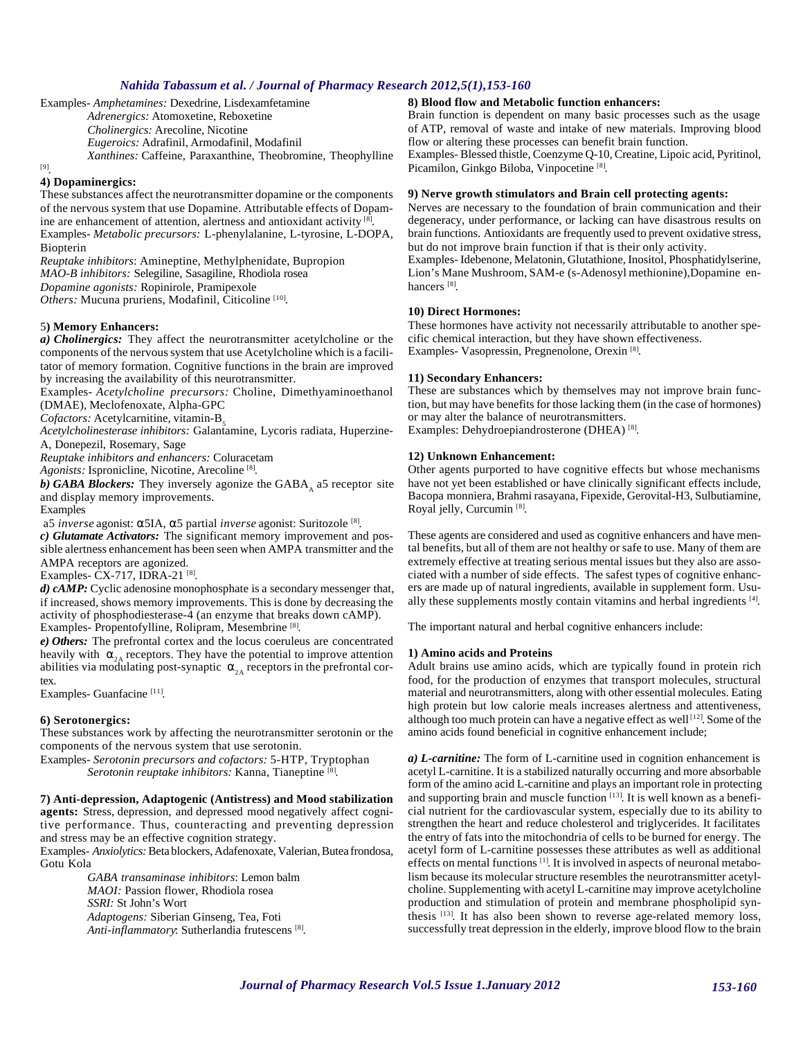Examples- *Amphetamines:* Dexedrine, Lisdexamfetamine

*Adrenergics:* Atomoxetine, Reboxetine

*Cholinergics:* Arecoline, Nicotine

*Eugeroics:* Adrafinil, Armodafinil, Modafinil

*Xanthines:* Caffeine, Paraxanthine, Theobromine, Theophylline [9].

**4) Dopaminergics:**

These substances affect the neurotransmitter dopamine or the components of the nervous system that use Dopamine. Attributable effects of Dopamine are enhancement of attention, alertness and antioxidant activity [8].

Examples- *Metabolic precursors:* L-phenylalanine, L-tyrosine, L-DOPA, Biopterin

*Reuptake inhibitors*: Amineptine, Methylphenidate, Bupropion

*MAO-B inhibitors:* Selegiline, Sasagiline, Rhodiola rosea

*Dopamine agonists:* Ropinirole, Pramipexole

*Others:* Mucuna pruriens, Modafinil, Citicoline [10].

5**) Memory Enhancers:**

***a) Cholinergics:*** They affect the neurotransmitter acetylcholine or the components of the nervous system that use Acetylcholine which is a facilitator of memory formation. Cognitive functions in the brain are improved by increasing the availability of this neurotransmitter.

Examples- *Acetylcholine precursors:* Choline, Dimethyaminoethanol (DMAE), Meclofenoxate, Alpha-GPC

*Cofactors:* Acetylcarnitine, vitamin-$B_5$

*Acetylcholinesterase inhibitors:* Galantamine, Lycoris radiata, Huperzine-A, Donepezil, Rosemary, Sage

*Reuptake inhibitors and enhancers:* Coluracetam

*Agonists:* Ispronicline, Nicotine, Arecoline [8].

***b) GABA Blockers:*** They inversely agonize the $GABA_A$ a5 receptor site and display memory improvements.

Examples

a5 *inverse* agonist: α5IA, α5 partial *inverse* agonist: Suritozole [8].

***c) Glutamate Activators:*** The significant memory improvement and possible alertness enhancement has been seen when AMPA transmitter and the AMPA receptors are agonized.

Examples- CX-717, IDRA-21 [8].

***d) cAMP:*** Cyclic adenosine monophosphate is a secondary messenger that, if increased, shows memory improvements. This is done by decreasing the activity of phosphodiesterase-4 (an enzyme that breaks down cAMP).

Examples- Propentofylline, Rolipram, Mesembrine [8].

***e) Others:*** The prefrontal cortex and the locus coeruleus are concentrated heavily with $\alpha_{2A}$ receptors. They have the potential to improve attention abilities via modulating post-synaptic $\alpha_{2A}$ receptors in the prefrontal cortex.

Examples- Guanfacine [11].

**6) Serotonergics:**

These substances work by affecting the neurotransmitter serotonin or the components of the nervous system that use serotonin.

Examples- *Serotonin precursors and cofactors:* 5-HTP, Tryptophan

*Serotonin reuptake inhibitors:* Kanna, Tianeptine [8].

**7) Anti-depression, Adaptogenic (Antistress) and Mood stabilization agents:** Stress, depression, and depressed mood negatively affect cognitive performance. Thus, counteracting and preventing depression and stress may be an effective cognition strategy.

Examples- *Anxiolytics:* Beta blockers, Adafenoxate, Valerian, Butea frondosa, Gotu Kola

*GABA transaminase inhibitors*: Lemon balm

*MAOI:* Passion flower, Rhodiola rosea

*SSRI:* St John's Wort

*Adaptogens:* Siberian Ginseng, Tea, Foti

*Anti-inflammatory*: Sutherlandia frutescens [8].

**8) Blood flow and Metabolic function enhancers:**

Brain function is dependent on many basic processes such as the usage of ATP, removal of waste and intake of new materials. Improving blood flow or altering these processes can benefit brain function.

Examples- Blessed thistle, Coenzyme Q-10, Creatine, Lipoic acid, Pyritinol, Picamilon, Ginkgo Biloba, Vinpocetine [8].

**9) Nerve growth stimulators and Brain cell protecting agents:**

Nerves are necessary to the foundation of brain communication and their degeneracy, under performance, or lacking can have disastrous results on brain functions. Antioxidants are frequently used to prevent oxidative stress, but do not improve brain function if that is their only activity.

Examples- Idebenone, Melatonin, Glutathione, Inositol, Phosphatidylserine, Lion's Mane Mushroom, SAM-e (s-Adenosyl methionine),Dopamine enhancers [8].

**10) Direct Hormones:**

These hormones have activity not necessarily attributable to another specific chemical interaction, but they have shown effectiveness.

Examples- Vasopressin, Pregnenolone, Orexin [8].

**11) Secondary Enhancers:**

These are substances which by themselves may not improve brain function, but may have benefits for those lacking them (in the case of hormones) or may alter the balance of neurotransmitters.

Examples: Dehydroepiandrosterone (DHEA) [8].

**12) Unknown Enhancement:**

Other agents purported to have cognitive effects but whose mechanisms have not yet been established or have clinically significant effects include, Bacopa monniera, Brahmi rasayana, Fipexide, Gerovital-H3, Sulbutiamine, Royal jelly, Curcumin [8].

These agents are considered and used as cognitive enhancers and have mental benefits, but all of them are not healthy or safe to use. Many of them are extremely effective at treating serious mental issues but they also are associated with a number of side effects. The safest types of cognitive enhancers are made up of natural ingredients, available in supplement form. Usually these supplements mostly contain vitamins and herbal ingredients [4].

The important natural and herbal cognitive enhancers include:

**1) Amino acids and Proteins**

Adult brains use amino acids, which are typically found in protein rich food, for the production of enzymes that transport molecules, structural material and neurotransmitters, along with other essential molecules. Eating high protein but low calorie meals increases alertness and attentiveness, although too much protein can have a negative effect as well [12]. Some of the amino acids found beneficial in cognitive enhancement include;

***a) L-carnitine:*** The form of L-carnitine used in cognition enhancement is acetyl L-carnitine. It is a stabilized naturally occurring and more absorbable form of the amino acid L-carnitine and plays an important role in protecting and supporting brain and muscle function [13]. It is well known as a beneficial nutrient for the cardiovascular system, especially due to its ability to strengthen the heart and reduce cholesterol and triglycerides. It facilitates the entry of fats into the mitochondria of cells to be burned for energy. The acetyl form of L-carnitine possesses these attributes as well as additional effects on mental functions [1]. It is involved in aspects of neuronal metabolism because its molecular structure resembles the neurotransmitter acetylcholine. Supplementing with acetyl L-carnitine may improve acetylcholine production and stimulation of protein and membrane phospholipid synthesis [13]. It has also been shown to reverse age-related memory loss, successfully treat depression in the elderly, improve blood flow to the brain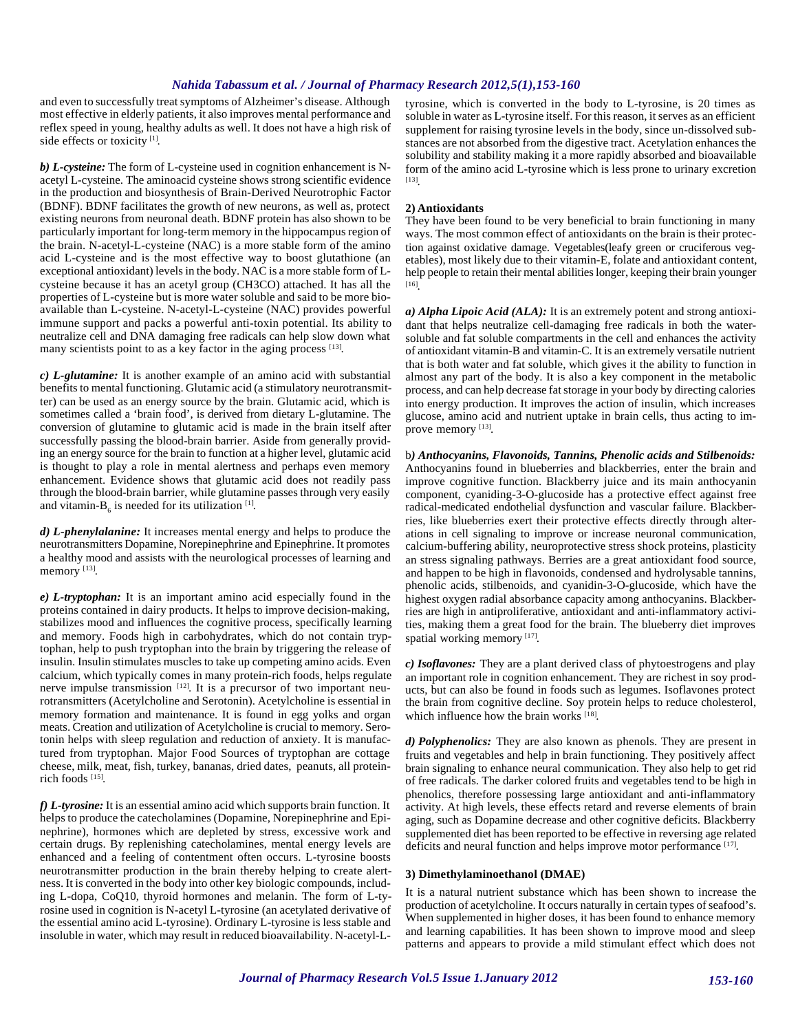and even to successfully treat symptoms of Alzheimer's disease. Although most effective in elderly patients, it also improves mental performance and reflex speed in young, healthy adults as well. It does not have a high risk of side effects or toxicity [1].

***b) L-cysteine:*** The form of L-cysteine used in cognition enhancement is N-acetyl L-cysteine. The aminoacid cysteine shows strong scientific evidence in the production and biosynthesis of Brain-Derived Neurotrophic Factor (BDNF). BDNF facilitates the growth of new neurons, as well as, protect existing neurons from neuronal death. BDNF protein has also shown to be particularly important for long-term memory in the hippocampus region of the brain. N-acetyl-L-cysteine (NAC) is a more stable form of the amino acid L-cysteine and is the most effective way to boost glutathione (an exceptional antioxidant) levels in the body. NAC is a more stable form of L-cysteine because it has an acetyl group (CH3CO) attached. It has all the properties of L-cysteine but is more water soluble and said to be more bioavailable than L-cysteine. N-acetyl-L-cysteine (NAC) provides powerful immune support and packs a powerful anti-toxin potential. Its ability to neutralize cell and DNA damaging free radicals can help slow down what many scientists point to as a key factor in the aging process [13].

***c) L-glutamine:*** It is another example of an amino acid with substantial benefits to mental functioning. Glutamic acid (a stimulatory neurotransmitter) can be used as an energy source by the brain. Glutamic acid, which is sometimes called a 'brain food', is derived from dietary L-glutamine. The conversion of glutamine to glutamic acid is made in the brain itself after successfully passing the blood-brain barrier. Aside from generally providing an energy source for the brain to function at a higher level, glutamic acid is thought to play a role in mental alertness and perhaps even memory enhancement. Evidence shows that glutamic acid does not readily pass through the blood-brain barrier, while glutamine passes through very easily and vitamin-$B_6$ is needed for its utilization [1].

***d) L-phenylalanine:*** It increases mental energy and helps to produce the neurotransmitters Dopamine, Norepinephrine and Epinephrine. It promotes a healthy mood and assists with the neurological processes of learning and memory [13].

***e) L-tryptophan:*** It is an important amino acid especially found in the proteins contained in dairy products. It helps to improve decision-making, stabilizes mood and influences the cognitive process, specifically learning and memory. Foods high in carbohydrates, which do not contain tryptophan, help to push tryptophan into the brain by triggering the release of insulin. Insulin stimulates muscles to take up competing amino acids. Even calcium, which typically comes in many protein-rich foods, helps regulate nerve impulse transmission [12]. It is a precursor of two important neurotransmitters (Acetylcholine and Serotonin). Acetylcholine is essential in memory formation and maintenance. It is found in egg yolks and organ meats. Creation and utilization of Acetylcholine is crucial to memory. Serotonin helps with sleep regulation and reduction of anxiety. It is manufactured from tryptophan. Major Food Sources of tryptophan are cottage cheese, milk, meat, fish, turkey, bananas, dried dates, peanuts, all protein-rich foods [15].

***f) L-tyrosine:*** It is an essential amino acid which supports brain function. It helps to produce the catecholamines (Dopamine, Norepinephrine and Epinephrine), hormones which are depleted by stress, excessive work and certain drugs. By replenishing catecholamines, mental energy levels are enhanced and a feeling of contentment often occurs. L-tyrosine boosts neurotransmitter production in the brain thereby helping to create alertness. It is converted in the body into other key biologic compounds, including L-dopa, CoQ10, thyroid hormones and melanin. The form of L-tyrosine used in cognition is N-acetyl L-tyrosine (an acetylated derivative of the essential amino acid L-tyrosine). Ordinary L-tyrosine is less stable and insoluble in water, which may result in reduced bioavailability. N-acetyl-L-tyrosine, which is converted in the body to L-tyrosine, is 20 times as soluble in water as L-tyrosine itself. For this reason, it serves as an efficient supplement for raising tyrosine levels in the body, since un-dissolved substances are not absorbed from the digestive tract. Acetylation enhances the solubility and stability making it a more rapidly absorbed and bioavailable form of the amino acid L-tyrosine which is less prone to urinary excretion [13].

**2) Antioxidants**

They have been found to be very beneficial to brain functioning in many ways. The most common effect of antioxidants on the brain is their protection against oxidative damage. Vegetables(leafy green or cruciferous vegetables), most likely due to their vitamin-E, folate and antioxidant content, help people to retain their mental abilities longer, keeping their brain younger [16].

***a) Alpha Lipoic Acid (ALA):*** It is an extremely potent and strong antioxidant that helps neutralize cell-damaging free radicals in both the water-soluble and fat soluble compartments in the cell and enhances the activity of antioxidant vitamin-B and vitamin-C. It is an extremely versatile nutrient that is both water and fat soluble, which gives it the ability to function in almost any part of the body. It is also a key component in the metabolic process, and can help decrease fat storage in your body by directing calories into energy production. It improves the action of insulin, which increases glucose, amino acid and nutrient uptake in brain cells, thus acting to improve memory [13].

b***) Anthocyanins, Flavonoids, Tannins, Phenolic acids and Stilbenoids:*** Anthocyanins found in blueberries and blackberries, enter the brain and improve cognitive function. Blackberry juice and its main anthocyanin component, cyaniding-3-O-glucoside has a protective effect against free radical-medicated endothelial dysfunction and vascular failure. Blackberries, like blueberries exert their protective effects directly through alterations in cell signaling to improve or increase neuronal communication, calcium-buffering ability, neuroprotective stress shock proteins, plasticity an stress signaling pathways. Berries are a great antioxidant food source, and happen to be high in flavonoids, condensed and hydrolysable tannins, phenolic acids, stilbenoids, and cyanidin-3-O-glucoside, which have the highest oxygen radial absorbance capacity among anthocyanins. Blackberries are high in antiproliferative, antioxidant and anti-inflammatory activities, making them a great food for the brain. The blueberry diet improves spatial working memory [17].

***c) Isoflavones:*** They are a plant derived class of phytoestrogens and play an important role in cognition enhancement. They are richest in soy products, but can also be found in foods such as legumes. Isoflavones protect the brain from cognitive decline. Soy protein helps to reduce cholesterol, which influence how the brain works [18].

***d) Polyphenolics:*** They are also known as phenols. They are present in fruits and vegetables and help in brain functioning. They positively affect brain signaling to enhance neural communication. They also help to get rid of free radicals. The darker colored fruits and vegetables tend to be high in phenolics, therefore possessing large antioxidant and anti-inflammatory activity. At high levels, these effects retard and reverse elements of brain aging, such as Dopamine decrease and other cognitive deficits. Blackberry supplemented diet has been reported to be effective in reversing age related deficits and neural function and helps improve motor performance [17].

**3) Dimethylaminoethanol (DMAE)**

It is a natural nutrient substance which has been shown to increase the production of acetylcholine. It occurs naturally in certain types of seafood's. When supplemented in higher doses, it has been found to enhance memory and learning capabilities. It has been shown to improve mood and sleep patterns and appears to provide a mild stimulant effect which does not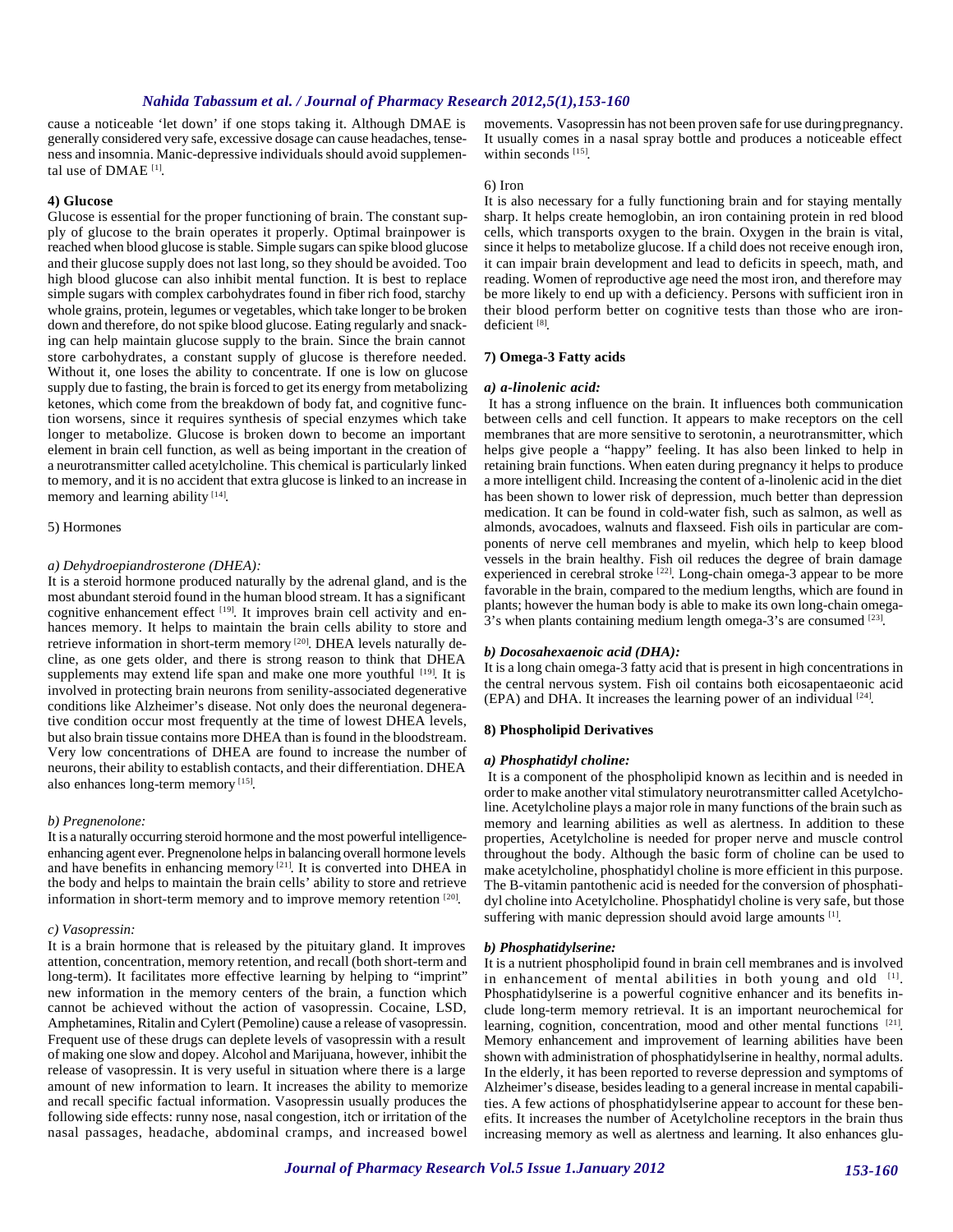cause a noticeable 'let down' if one stops taking it. Although DMAE is generally considered very safe, excessive dosage can cause headaches, tenseness and insomnia. Manic-depressive individuals should avoid supplemental use of DMAE [1].

**4) Glucose**

Glucose is essential for the proper functioning of brain. The constant supply of glucose to the brain operates it properly. Optimal brainpower is reached when blood glucose is stable. Simple sugars can spike blood glucose and their glucose supply does not last long, so they should be avoided. Too high blood glucose can also inhibit mental function. It is best to replace simple sugars with complex carbohydrates found in fiber rich food, starchy whole grains, protein, legumes or vegetables, which take longer to be broken down and therefore, do not spike blood glucose. Eating regularly and snacking can help maintain glucose supply to the brain. Since the brain cannot store carbohydrates, a constant supply of glucose is therefore needed. Without it, one loses the ability to concentrate. If one is low on glucose supply due to fasting, the brain is forced to get its energy from metabolizing ketones, which come from the breakdown of body fat, and cognitive function worsens, since it requires synthesis of special enzymes which take longer to metabolize. Glucose is broken down to become an important element in brain cell function, as well as being important in the creation of a neurotransmitter called acetylcholine. This chemical is particularly linked to memory, and it is no accident that extra glucose is linked to an increase in memory and learning ability [14].

5) Hormones

*a) Dehydroepiandrosterone (DHEA):*

It is a steroid hormone produced naturally by the adrenal gland, and is the most abundant steroid found in the human blood stream. It has a significant cognitive enhancement effect [19]. It improves brain cell activity and enhances memory. It helps to maintain the brain cells ability to store and retrieve information in short-term memory [20]. DHEA levels naturally decline, as one gets older, and there is strong reason to think that DHEA supplements may extend life span and make one more youthful [19]. It is involved in protecting brain neurons from senility-associated degenerative conditions like Alzheimer's disease. Not only does the neuronal degenerative condition occur most frequently at the time of lowest DHEA levels, but also brain tissue contains more DHEA than is found in the bloodstream. Very low concentrations of DHEA are found to increase the number of neurons, their ability to establish contacts, and their differentiation. DHEA also enhances long-term memory [15].

*b) Pregnenolone:*

It is a naturally occurring steroid hormone and the most powerful intelligence-enhancing agent ever. Pregnenolone helps in balancing overall hormone levels and have benefits in enhancing memory [21]. It is converted into DHEA in the body and helps to maintain the brain cells' ability to store and retrieve information in short-term memory and to improve memory retention [20].

*c) Vasopressin:*

It is a brain hormone that is released by the pituitary gland. It improves attention, concentration, memory retention, and recall (both short-term and long-term). It facilitates more effective learning by helping to "imprint" new information in the memory centers of the brain, a function which cannot be achieved without the action of vasopressin. Cocaine, LSD, Amphetamines, Ritalin and Cylert (Pemoline) cause a release of vasopressin. Frequent use of these drugs can deplete levels of vasopressin with a result of making one slow and dopey. Alcohol and Marijuana, however, inhibit the release of vasopressin. It is very useful in situation where there is a large amount of new information to learn. It increases the ability to memorize and recall specific factual information. Vasopressin usually produces the following side effects: runny nose, nasal congestion, itch or irritation of the nasal passages, headache, abdominal cramps, and increased bowel movements. Vasopressin has not been proven safe for use during pregnancy. It usually comes in a nasal spray bottle and produces a noticeable effect within seconds [15].

6) Iron

It is also necessary for a fully functioning brain and for staying mentally sharp. It helps create hemoglobin, an iron containing protein in red blood cells, which transports oxygen to the brain. Oxygen in the brain is vital, since it helps to metabolize glucose. If a child does not receive enough iron, it can impair brain development and lead to deficits in speech, math, and reading. Women of reproductive age need the most iron, and therefore may be more likely to end up with a deficiency. Persons with sufficient iron in their blood perform better on cognitive tests than those who are iron-deficient [8].

**7) Omega-3 Fatty acids**

***a) a-linolenic acid:***

It has a strong influence on the brain. It influences both communication between cells and cell function. It appears to make receptors on the cell membranes that are more sensitive to serotonin, a neurotransmitter, which helps give people a "happy" feeling. It has also been linked to help in retaining brain functions. When eaten during pregnancy it helps to produce a more intelligent child. Increasing the content of a-linolenic acid in the diet has been shown to lower risk of depression, much better than depression medication. It can be found in cold-water fish, such as salmon, as well as almonds, avocadoes, walnuts and flaxseed. Fish oils in particular are components of nerve cell membranes and myelin, which help to keep blood vessels in the brain healthy. Fish oil reduces the degree of brain damage experienced in cerebral stroke [22]. Long-chain omega-3 appear to be more favorable in the brain, compared to the medium lengths, which are found in plants; however the human body is able to make its own long-chain omega-3's when plants containing medium length omega-3's are consumed [23].

***b) Docosahexaenoic acid (DHA):***

It is a long chain omega-3 fatty acid that is present in high concentrations in the central nervous system. Fish oil contains both eicosapentaeonic acid (EPA) and DHA. It increases the learning power of an individual [24].

**8) Phospholipid Derivatives**

***a) Phosphatidyl choline:***

It is a component of the phospholipid known as lecithin and is needed in order to make another vital stimulatory neurotransmitter called Acetylcholine. Acetylcholine plays a major role in many functions of the brain such as memory and learning abilities as well as alertness. In addition to these properties, Acetylcholine is needed for proper nerve and muscle control throughout the body. Although the basic form of choline can be used to make acetylcholine, phosphatidyl choline is more efficient in this purpose. The B-vitamin pantothenic acid is needed for the conversion of phosphatidyl choline into Acetylcholine. Phosphatidyl choline is very safe, but those suffering with manic depression should avoid large amounts [1].

***b) Phosphatidylserine:***

It is a nutrient phospholipid found in brain cell membranes and is involved in enhancement of mental abilities in both young and old [1]. Phosphatidylserine is a powerful cognitive enhancer and its benefits include long-term memory retrieval. It is an important neurochemical for learning, cognition, concentration, mood and other mental functions [21]. Memory enhancement and improvement of learning abilities have been shown with administration of phosphatidylserine in healthy, normal adults. In the elderly, it has been reported to reverse depression and symptoms of Alzheimer's disease, besides leading to a general increase in mental capabilities. A few actions of phosphatidylserine appear to account for these benefits. It increases the number of Acetylcholine receptors in the brain thus increasing memory as well as alertness and learning. It also enhances glu-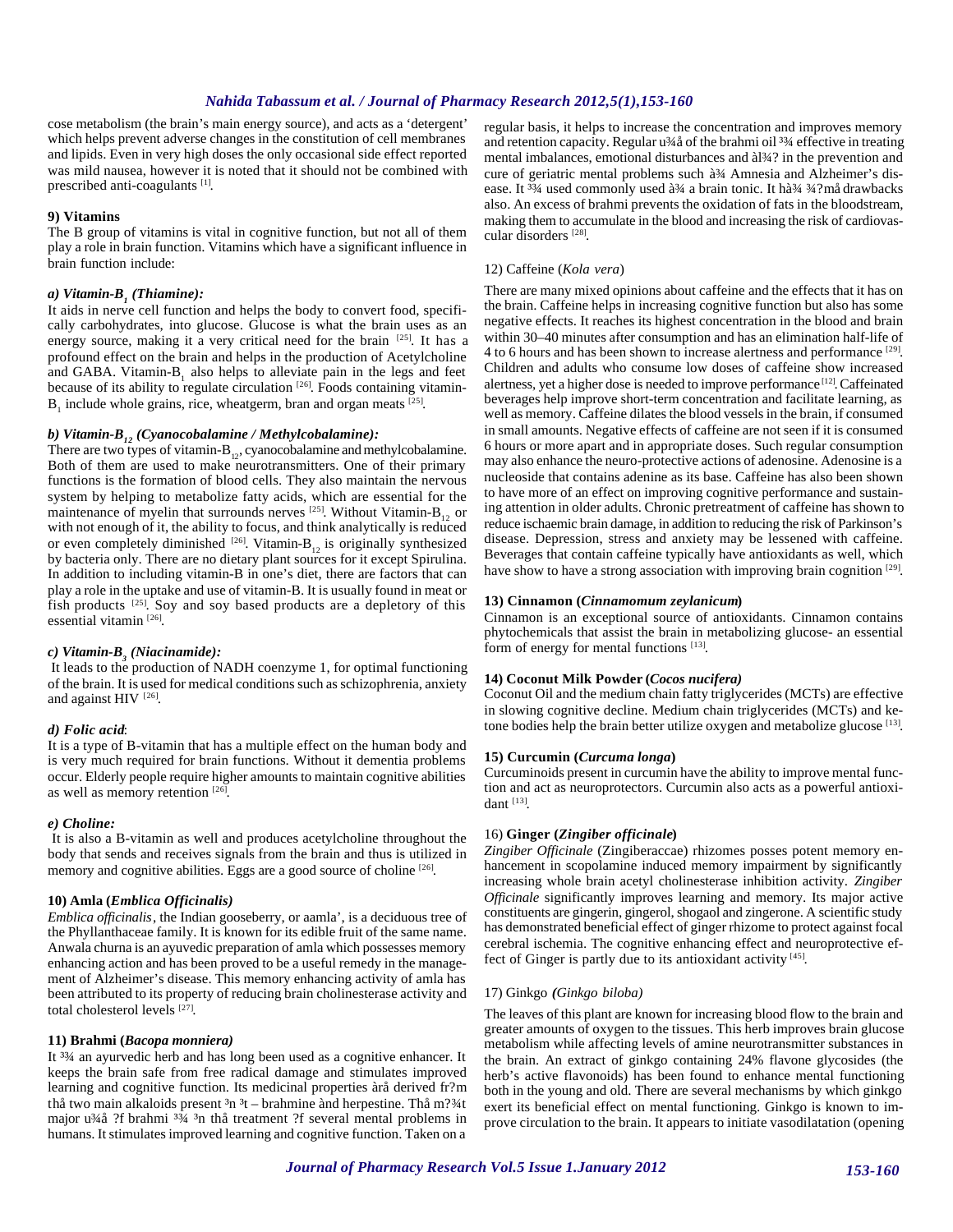cose metabolism (the brain's main energy source), and acts as a 'detergent' which helps prevent adverse changes in the constitution of cell membranes and lipids. Even in very high doses the only occasional side effect reported was mild nausea, however it is noted that it should not be combined with prescribed anti-coagulants [1].

### 9) Vitamins

The B group of vitamins is vital in cognitive function, but not all of them play a role in brain function. Vitamins which have a significant influence in brain function include:

#### *a) Vitamin-$B_1$ (Thiamine):*

It aids in nerve cell function and helps the body to convert food, specifically carbohydrates, into glucose. Glucose is what the brain uses as an energy source, making it a very critical need for the brain [25]. It has a profound effect on the brain and helps in the production of Acetylcholine and GABA. Vitamin-$B_1$ also helps to alleviate pain in the legs and feet because of its ability to regulate circulation [26]. Foods containing vitamin-$B_1$ include whole grains, rice, wheatgerm, bran and organ meats [25].

#### *b) Vitamin-$B_{12}$ (Cyanocobalamine / Methylcobalamine):*

There are two types of vitamin-$B_{12}$, cyanocobalamine and methylcobalamine. Both of them are used to make neurotransmitters. One of their primary functions is the formation of blood cells. They also maintain the nervous system by helping to metabolize fatty acids, which are essential for the maintenance of myelin that surrounds nerves [25]. Without Vitamin-$B_{12}$ or with not enough of it, the ability to focus, and think analytically is reduced or even completely diminished [26]. Vitamin-$B_{12}$ is originally synthesized by bacteria only. There are no dietary plant sources for it except Spirulina. In addition to including vitamin-B in one's diet, there are factors that can play a role in the uptake and use of vitamin-B. It is usually found in meat or fish products [25]. Soy and soy based products are a depletory of this essential vitamin [26].

#### *c) Vitamin-$B_3$ (Niacinamide):*

It leads to the production of NADH coenzyme 1, for optimal functioning of the brain. It is used for medical conditions such as schizophrenia, anxiety and against HIV [26].

#### *d) Folic acid*:

It is a type of B-vitamin that has a multiple effect on the human body and is very much required for brain functions. Without it dementia problems occur. Elderly people require higher amounts to maintain cognitive abilities as well as memory retention [26].

#### *e) Choline:*

It is also a B-vitamin as well and produces acetylcholine throughout the body that sends and receives signals from the brain and thus is utilized in memory and cognitive abilities. Eggs are a good source of choline [26].

### 10) Amla (*Emblica Officinalis)*

*Emblica officinalis*, the Indian gooseberry, or aamla', is a deciduous tree of the Phyllanthaceae family. It is known for its edible fruit of the same name. Anwala churna is an ayuvedic preparation of amla which possesses memory enhancing action and has been proved to be a useful remedy in the management of Alzheimer's disease. This memory enhancing activity of amla has been attributed to its property of reducing brain cholinesterase activity and total cholesterol levels [27].

### 11) Brahmi (*Bacopa monniera)*

It ³¾ an ayurvedic herb and has long been used as a cognitive enhancer. It keeps the brain safe from free radical damage and stimulates improved learning and cognitive function. Its medicinal properties àrå derived fr?m thå two main alkaloids present ³n ³t – brahmine ànd herpestine. Thå m?¾t major u¾å ?f brahmi ³¾ ³n thå treatment ?f several mental problems in humans. It stimulates improved learning and cognitive function. Taken on a regular basis, it helps to increase the concentration and improves memory and retention capacity. Regular u¾å of the brahmi oil ³¾ effective in treating mental imbalances, emotional disturbances and àl¾? in the prevention and cure of geriatric mental problems such à¾ Amnesia and Alzheimer's disease. It ³¾ used commonly used à¾ a brain tonic. It hà¾ ¾?må drawbacks also. An excess of brahmi prevents the oxidation of fats in the bloodstream, making them to accumulate in the blood and increasing the risk of cardiovascular disorders [28].

### 12) Caffeine (*Kola vera*)

There are many mixed opinions about caffeine and the effects that it has on the brain. Caffeine helps in increasing cognitive function but also has some negative effects. It reaches its highest concentration in the blood and brain within 30–40 minutes after consumption and has an elimination half-life of 4 to 6 hours and has been shown to increase alertness and performance [29]. Children and adults who consume low doses of caffeine show increased alertness, yet a higher dose is needed to improve performance [12]. Caffeinated beverages help improve short-term concentration and facilitate learning, as well as memory. Caffeine dilates the blood vessels in the brain, if consumed in small amounts. Negative effects of caffeine are not seen if it is consumed 6 hours or more apart and in appropriate doses. Such regular consumption may also enhance the neuro-protective actions of adenosine. Adenosine is a nucleoside that contains adenine as its base. Caffeine has also been shown to have more of an effect on improving cognitive performance and sustaining attention in older adults. Chronic pretreatment of caffeine has shown to reduce ischaemic brain damage, in addition to reducing the risk of Parkinson's disease. Depression, stress and anxiety may be lessened with caffeine. Beverages that contain caffeine typically have antioxidants as well, which have show to have a strong association with improving brain cognition [29].

### 13) Cinnamon (*Cinnamomum zeylanicum***)**

Cinnamon is an exceptional source of antioxidants. Cinnamon contains phytochemicals that assist the brain in metabolizing glucose- an essential form of energy for mental functions [13].

### 14) Coconut Milk Powder (*Cocos nucifera)*

Coconut Oil and the medium chain fatty triglycerides (MCTs) are effective in slowing cognitive decline. Medium chain triglycerides (MCTs) and ketone bodies help the brain better utilize oxygen and metabolize glucose [13].

### 15) Curcumin (*Curcuma longa***)**

Curcuminoids present in curcumin have the ability to improve mental function and act as neuroprotectors. Curcumin also acts as a powerful antioxidant [13].

### 16) Ginger (*Zingiber officinale***)**

*Zingiber Officinale* (Zingiberaccae) rhizomes posses potent memory enhancement in scopolamine induced memory impairment by significantly increasing whole brain acetyl cholinesterase inhibition activity. *Zingiber Officinale* significantly improves learning and memory. Its major active constituents are gingerin, gingerol, shogaol and zingerone. A scientific study has demonstrated beneficial effect of ginger rhizome to protect against focal cerebral ischemia. The cognitive enhancing effect and neuroprotective effect of Ginger is partly due to its antioxidant activity [45].

### 17) Ginkgo *(Ginkgo biloba)*

The leaves of this plant are known for increasing blood flow to the brain and greater amounts of oxygen to the tissues. This herb improves brain glucose metabolism while affecting levels of amine neurotransmitter substances in the brain. An extract of ginkgo containing 24% flavone glycosides (the herb's active flavonoids) has been found to enhance mental functioning both in the young and old. There are several mechanisms by which ginkgo exert its beneficial effect on mental functioning. Ginkgo is known to improve circulation to the brain. It appears to initiate vasodilatation (opening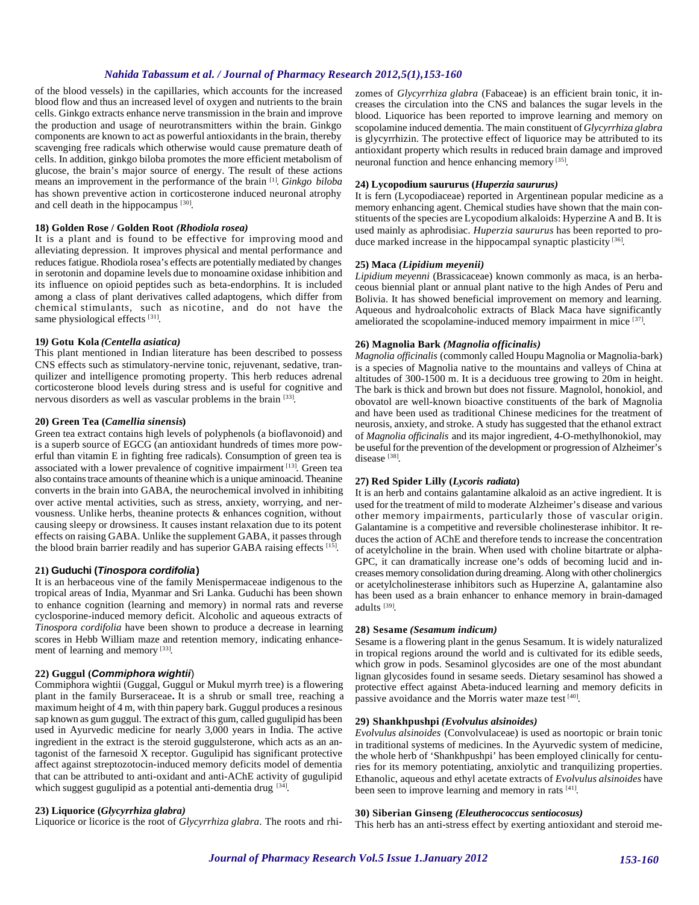of the blood vessels) in the capillaries, which accounts for the increased blood flow and thus an increased level of oxygen and nutrients to the brain cells. Ginkgo extracts enhance nerve transmission in the brain and improve the production and usage of neurotransmitters within the brain. Ginkgo components are known to act as powerful antioxidants in the brain, thereby scavenging free radicals which otherwise would cause premature death of cells. In addition, ginkgo biloba promotes the more efficient metabolism of glucose, the brain's major source of energy. The result of these actions means an improvement in the performance of the brain [1]. *Ginkgo biloba* has shown preventive action in corticosterone induced neuronal atrophy and cell death in the hippocampus [30].

#### 18) Golden Rose / Golden Root *(Rhodiola rosea)*

It is a plant and is found to be effective for improving mood and alleviating depression. It improves physical and mental performance and reduces fatigue. Rhodiola rosea's effects are potentially mediated by changes in serotonin and dopamine levels due to monoamine oxidase inhibition and its influence on opioid peptides such as beta-endorphins. It is included among a class of plant derivatives called adaptogens, which differ from chemical stimulants, such as nicotine, and do not have the same physiological effects [31].

#### 19) Gotu Kola *(Centella asiatica)*

This plant mentioned in Indian literature has been described to possess CNS effects such as stimulatory-nervine tonic, rejuvenant, sedative, tranquilizer and intelligence promoting property. This herb reduces adrenal corticosterone blood levels during stress and is useful for cognitive and nervous disorders as well as vascular problems in the brain [33].

#### 20) Green Tea (*Camellia sinensis*)

Green tea extract contains high levels of polyphenols (a bioflavonoid) and is a superb source of EGCG (an antioxidant hundreds of times more powerful than vitamin E in fighting free radicals). Consumption of green tea is associated with a lower prevalence of cognitive impairment [13]. Green tea also contains trace amounts of theanine which is a unique aminoacid. Theanine converts in the brain into GABA, the neurochemical involved in inhibiting over active mental activities, such as stress, anxiety, worrying, and nervousness. Unlike herbs, theanine protects & enhances cognition, without causing sleepy or drowsiness. It causes instant relaxation due to its potent effects on raising GABA. Unlike the supplement GABA, it passes through the blood brain barrier readily and has superior GABA raising effects [15].

#### 21) Guduchi (*Tinospora cordifolia*)

It is an herbaceous vine of the family Menispermaceae indigenous to the tropical areas of India, Myanmar and Sri Lanka. Guduchi has been shown to enhance cognition (learning and memory) in normal rats and reverse cyclosporine-induced memory deficit. Alcoholic and aqueous extracts of *Tinospora cordifolia* have been shown to produce a decrease in learning scores in Hebb William maze and retention memory, indicating enhancement of learning and memory [33].

#### 22) Guggul (*Commiphora wightii*)

Commiphora wightii (Guggal, Guggul or Mukul myrrh tree) is a flowering plant in the family Burseraceae**.** It is a shrub or small tree, reaching a maximum height of 4 m, with thin papery bark. Guggul produces a resinous sap known as gum guggul. The extract of this gum, called gugulipid has been used in Ayurvedic medicine for nearly 3,000 years in India. The active ingredient in the extract is the steroid guggulsterone, which acts as an antagonist of the farnesoid X receptor. Gugulipid has significant protective affect against streptozotocin-induced memory deficits model of dementia that can be attributed to anti-oxidant and anti-AChE activity of gugulipid which suggest gugulipid as a potential anti-dementia drug [34].

#### 23) Liquorice (*Glycyrrhiza glabra)*

Liquorice or licorice is the root of *Glycyrrhiza glabra*. The roots and rhizomes of *Glycyrrhiza glabra* (Fabaceae) is an efficient brain tonic, it increases the circulation into the CNS and balances the sugar levels in the blood. Liquorice has been reported to improve learning and memory on scopolamine induced dementia. The main constituent of *Glycyrrhiza glabra* is glycyrrhizin. The protective effect of liquorice may be attributed to its antioxidant property which results in reduced brain damage and improved neuronal function and hence enhancing memory [35].

#### 24) Lycopodium saururus (*Huperzia saururus)*

It is fern (Lycopodiaceae) reported in Argentinean popular medicine as a memory enhancing agent. Chemical studies have shown that the main constituents of the species are Lycopodium alkaloids: Hyperzine A and B. It is used mainly as aphrodisiac. *Huperzia saururus* has been reported to produce marked increase in the hippocampal synaptic plasticity [36].

#### 25) Maca *(Lipidium meyenii)*

*Lipidium meyenni* (Brassicaceae) known commonly as maca, is an herbaceous biennial plant or annual plant native to the high Andes of Peru and Bolivia. It has showed beneficial improvement on memory and learning. Aqueous and hydroalcoholic extracts of Black Maca have significantly ameliorated the scopolamine-induced memory impairment in mice [37].

#### 26) Magnolia Bark *(Magnolia officinalis)*

*Magnolia officinalis* (commonly called Houpu Magnolia or Magnolia-bark) is a species of Magnolia native to the mountains and valleys of China at altitudes of 300-1500 m. It is a deciduous tree growing to 20m in height. The bark is thick and brown but does not fissure. Magnolol, honokiol, and obovatol are well-known bioactive constituents of the bark of Magnolia and have been used as traditional Chinese medicines for the treatment of neurosis, anxiety, and stroke. A study has suggested that the ethanol extract of *Magnolia officinalis* and its major ingredient, 4-O-methylhonokiol, may be useful for the prevention of the development or progression of Alzheimer's disease [38].

#### 27) Red Spider Lilly (*Lycoris radiata*)

It is an herb and contains galantamine alkaloid as an active ingredient. It is used for the treatment of mild to moderate Alzheimer's disease and various other memory impairments, particularly those of vascular origin. Galantamine is a competitive and reversible cholinesterase inhibitor. It reduces the action of AChE and therefore tends to increase the concentration of acetylcholine in the brain. When used with choline bitartrate or alpha-GPC, it can dramatically increase one's odds of becoming lucid and increases memory consolidation during dreaming. Along with other cholinergics or acetylcholinesterase inhibitors such as Huperzine A, galantamine also has been used as a brain enhancer to enhance memory in brain-damaged adults [39].

#### 28) Sesame *(Sesamum indicum)*

Sesame is a flowering plant in the genus Sesamum. It is widely naturalized in tropical regions around the world and is cultivated for its edible seeds, which grow in pods. Sesaminol glycosides are one of the most abundant lignan glycosides found in sesame seeds. Dietary sesaminol has showed a protective effect against Abeta-induced learning and memory deficits in passive avoidance and the Morris water maze test [40].

#### 29) Shankhpushpi *(Evolvulus alsinoides)*

*Evolvulus alsinoides* (Convolvulaceae) is used as noortopic or brain tonic in traditional systems of medicines. In the Ayurvedic system of medicine, the whole herb of 'Shankhpushpi' has been employed clinically for centuries for its memory potentiating, anxiolytic and tranquilizing properties. Ethanolic, aqueous and ethyl acetate extracts of *Evolvulus alsinoides* have been seen to improve learning and memory in rats [41].

#### 30) Siberian Ginseng *(Eleutherococcus sentiocosus)*

This herb has an anti-stress effect by exerting antioxidant and steroid me-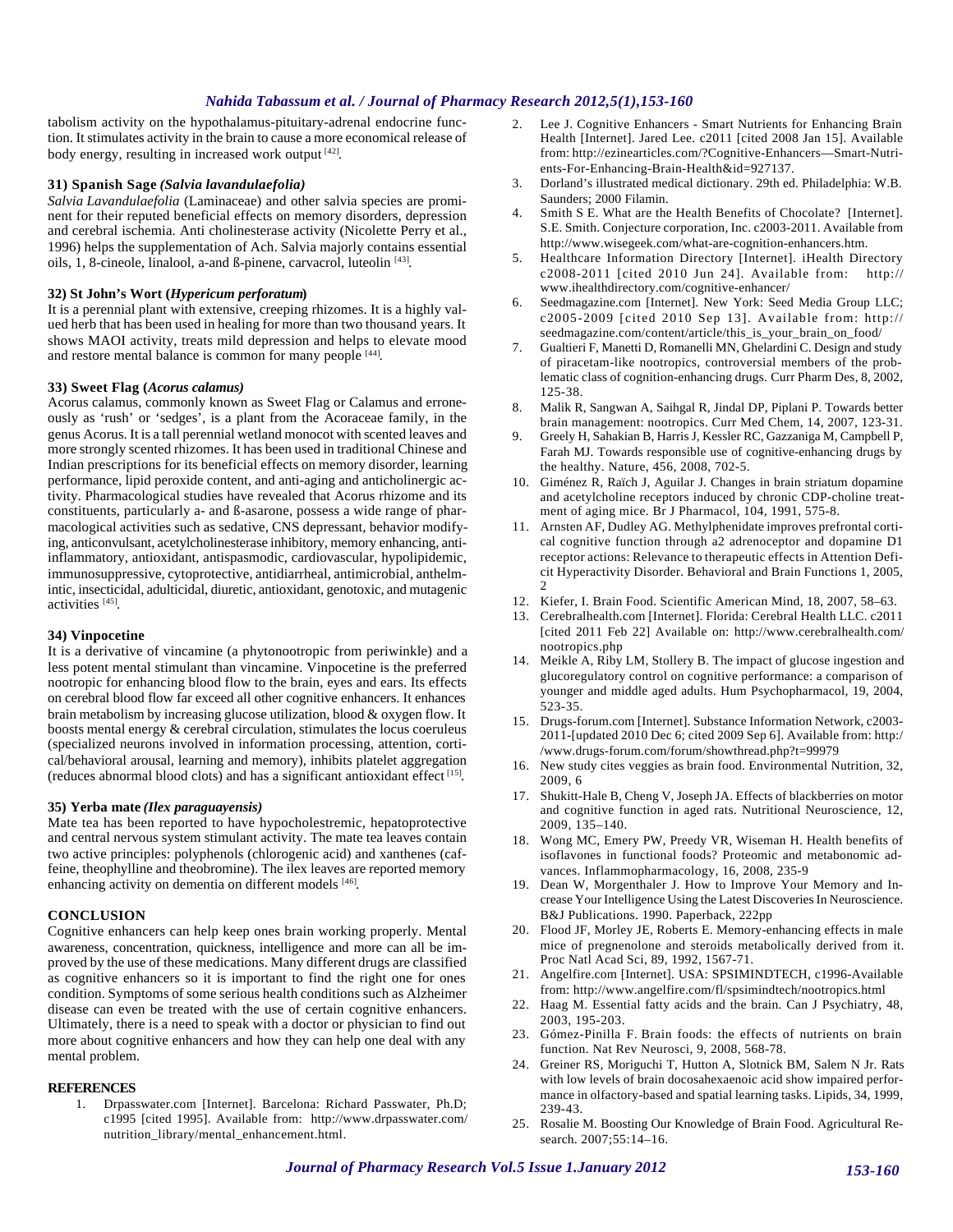tabolism activity on the hypothalamus-pituitary-adrenal endocrine function. It stimulates activity in the brain to cause a more economical release of body energy, resulting in increased work output [42].

### 31) Spanish Sage *(Salvia lavandulaefolia)*

*Salvia Lavandulaefolia* (Laminaceae) and other salvia species are prominent for their reputed beneficial effects on memory disorders, depression and cerebral ischemia. Anti cholinesterase activity (Nicolette Perry et al., 1996) helps the supplementation of Ach. Salvia majorly contains essential oils, 1, 8-cineole, linalool, a-and ß-pinene, carvacrol, luteolin [43].

### 32) St John's Wort (*Hypericum perforatum*)

It is a perennial plant with extensive, creeping rhizomes. It is a highly valued herb that has been used in healing for more than two thousand years. It shows MAOI activity, treats mild depression and helps to elevate mood and restore mental balance is common for many people [44].

### 33) Sweet Flag (*Acorus calamus)*

Acorus calamus, commonly known as Sweet Flag or Calamus and erroneously as 'rush' or 'sedges', is a plant from the Acoraceae family, in the genus Acorus. It is a tall perennial wetland monocot with scented leaves and more strongly scented rhizomes. It has been used in traditional Chinese and Indian prescriptions for its beneficial effects on memory disorder, learning performance, lipid peroxide content, and anti-aging and anticholinergic activity. Pharmacological studies have revealed that Acorus rhizome and its constituents, particularly a- and ß-asarone, possess a wide range of pharmacological activities such as sedative, CNS depressant, behavior modifying, anticonvulsant, acetylcholinesterase inhibitory, memory enhancing, anti-inflammatory, antioxidant, antispasmodic, cardiovascular, hypolipidemic, immunosuppressive, cytoprotective, antidiarrheal, antimicrobial, anthelmintic, insecticidal, adulticidal, diuretic, antioxidant, genotoxic, and mutagenic activities [45].

### 34) Vinpocetine

It is a derivative of vincamine (a phytonootropic from periwinkle) and a less potent mental stimulant than vincamine. Vinpocetine is the preferred nootropic for enhancing blood flow to the brain, eyes and ears. Its effects on cerebral blood flow far exceed all other cognitive enhancers. It enhances brain metabolism by increasing glucose utilization, blood & oxygen flow. It boosts mental energy & cerebral circulation, stimulates the locus coeruleus (specialized neurons involved in information processing, attention, cortical/behavioral arousal, learning and memory), inhibits platelet aggregation (reduces abnormal blood clots) and has a significant antioxidant effect [15].

### 35) Yerba mate *(Ilex paraguayensis)*

Mate tea has been reported to have hypocholestremic, hepatoprotective and central nervous system stimulant activity. The mate tea leaves contain two active principles: polyphenols (chlorogenic acid) and xanthenes (caffeine, theophylline and theobromine). The ilex leaves are reported memory enhancing activity on dementia on different models [46].

## CONCLUSION

Cognitive enhancers can help keep ones brain working properly. Mental awareness, concentration, quickness, intelligence and more can all be improved by the use of these medications. Many different drugs are classified as cognitive enhancers so it is important to find the right one for ones condition. Symptoms of some serious health conditions such as Alzheimer disease can even be treated with the use of certain cognitive enhancers. Ultimately, there is a need to speak with a doctor or physician to find out more about cognitive enhancers and how they can help one deal with any mental problem.

## REFERENCES

1. Drpasswater.com [Internet]. Barcelona: Richard Passwater, Ph.D; c1995 [cited 1995]. Available from: http://www.drpasswater.com/nutrition_library/mental_enhancement.html.
2. Lee J. Cognitive Enhancers - Smart Nutrients for Enhancing Brain Health [Internet]. Jared Lee. c2011 [cited 2008 Jan 15]. Available from: http://ezinearticles.com/?Cognitive-Enhancers—Smart-Nutrients-For-Enhancing-Brain-Health&id=927137.
3. Dorland's illustrated medical dictionary. 29th ed. Philadelphia: W.B. Saunders; 2000 Filamin.
4. Smith S E. What are the Health Benefits of Chocolate? [Internet]. S.E. Smith. Conjecture corporation, Inc. c2003-2011. Available from http://www.wisegeek.com/what-are-cognition-enhancers.htm.
5. Healthcare Information Directory [Internet]. iHealth Directory c2008-2011 [cited 2010 Jun 24]. Available from: http://www.ihealthdirectory.com/cognitive-enhancer/
6. Seedmagazine.com [Internet]. New York: Seed Media Group LLC; c2005-2009 [cited 2010 Sep 13]. Available from: http://seedmagazine.com/content/article/this_is_your_brain_on_food/
7. Gualtieri F, Manetti D, Romanelli MN, Ghelardini C. Design and study of piracetam-like nootropics, controversial members of the problematic class of cognition-enhancing drugs. Curr Pharm Des, 8, 2002, 125-38.
8. Malik R, Sangwan A, Saihgal R, Jindal DP, Piplani P. Towards better brain management: nootropics. Curr Med Chem, 14, 2007, 123-31.
9. Greely H, Sahakian B, Harris J, Kessler RC, Gazzaniga M, Campbell P, Farah MJ. Towards responsible use of cognitive-enhancing drugs by the healthy. Nature, 456, 2008, 702-5.
10. Giménez R, Raïch J, Aguilar J. Changes in brain striatum dopamine and acetylcholine receptors induced by chronic CDP-choline treatment of aging mice. Br J Pharmacol, 104, 1991, 575-8.
11. Arnsten AF, Dudley AG. Methylphenidate improves prefrontal cortical cognitive function through a2 adrenoceptor and dopamine D1 receptor actions: Relevance to therapeutic effects in Attention Deficit Hyperactivity Disorder. Behavioral and Brain Functions 1, 2005, 2
12. Kiefer, I. Brain Food. Scientific American Mind, 18, 2007, 58–63.
13. Cerebralhealth.com [Internet]. Florida: Cerebral Health LLC. c2011 [cited 2011 Feb 22] Available on: http://www.cerebralhealth.com/nootropics.php
14. Meikle A, Riby LM, Stollery B. The impact of glucose ingestion and glucoregulatory control on cognitive performance: a comparison of younger and middle aged adults. Hum Psychopharmacol, 19, 2004, 523-35.
15. Drugs-forum.com [Internet]. Substance Information Network, c2003-2011-[updated 2010 Dec 6; cited 2009 Sep 6]. Available from: http://www.drugs-forum.com/forum/showthread.php?t=99979
16. New study cites veggies as brain food. Environmental Nutrition, 32, 2009, 6
17. Shukitt-Hale B, Cheng V, Joseph JA. Effects of blackberries on motor and cognitive function in aged rats. Nutritional Neuroscience, 12, 2009, 135–140.
18. Wong MC, Emery PW, Preedy VR, Wiseman H. Health benefits of isoflavones in functional foods? Proteomic and metabonomic advances. Inflammopharmacology, 16, 2008, 235-9
19. Dean W, Morgenthaler J. How to Improve Your Memory and Increase Your Intelligence Using the Latest Discoveries In Neuroscience. B&J Publications. 1990. Paperback, 222pp
20. Flood JF, Morley JE, Roberts E. Memory-enhancing effects in male mice of pregnenolone and steroids metabolically derived from it. Proc Natl Acad Sci, 89, 1992, 1567-71.
21. Angelfire.com [Internet]. USA: SPSIMINDTECH, c1996-Available from: http://www.angelfire.com/fl/spsimindtech/nootropics.html
22. Haag M. Essential fatty acids and the brain. Can J Psychiatry, 48, 2003, 195-203.
23. Gómez-Pinilla F. Brain foods: the effects of nutrients on brain function. Nat Rev Neurosci, 9, 2008, 568-78.
24. Greiner RS, Moriguchi T, Hutton A, Slotnick BM, Salem N Jr. Rats with low levels of brain docosahexaenoic acid show impaired performance in olfactory-based and spatial learning tasks. Lipids, 34, 1999, 239-43.
25. Rosalie M. Boosting Our Knowledge of Brain Food. Agricultural Research. 2007;55:14–16.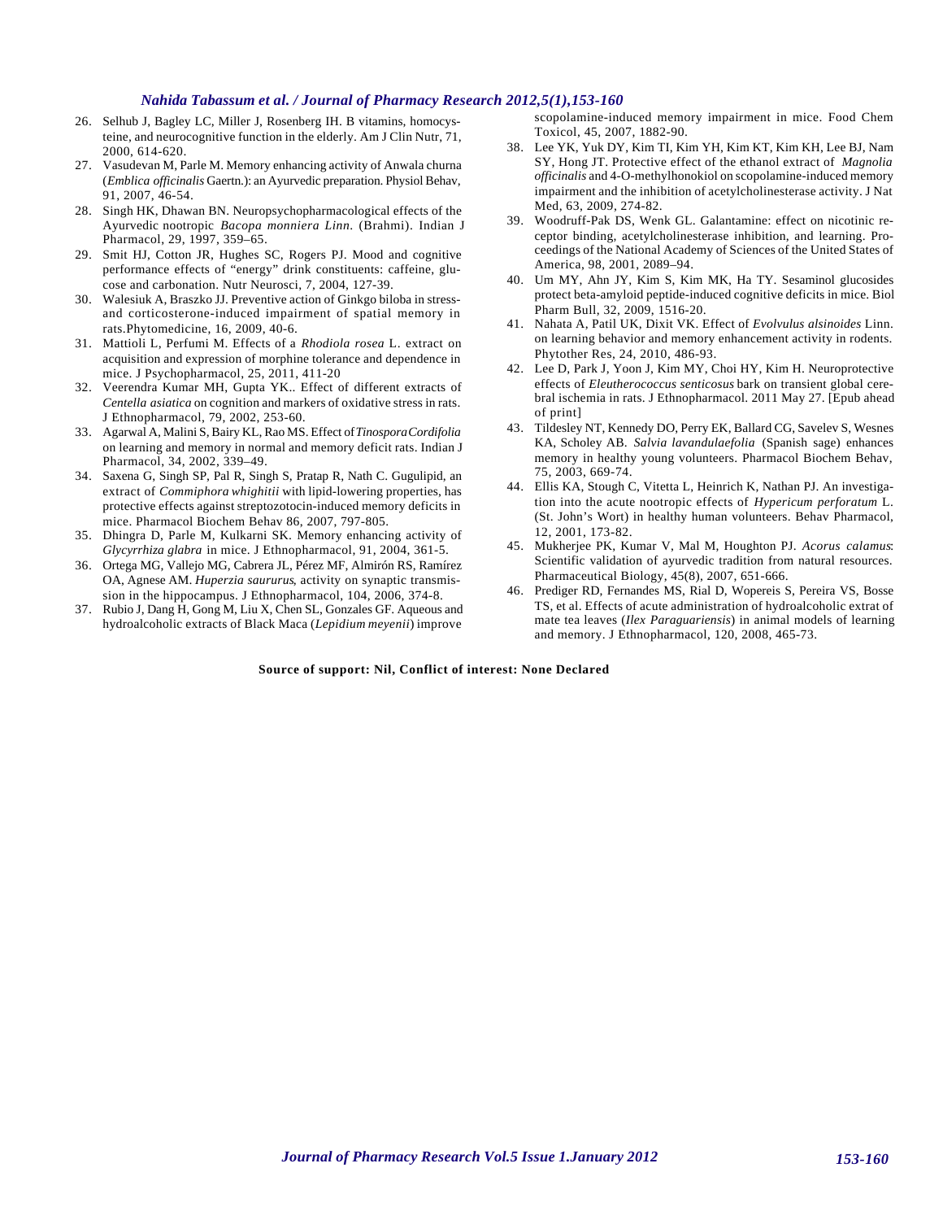26. Selhub J, Bagley LC, Miller J, Rosenberg IH. B vitamins, homocysteine, and neurocognitive function in the elderly. Am J Clin Nutr, 71, 2000, 614-620.
27. Vasudevan M, Parle M. Memory enhancing activity of Anwala churna (*Emblica officinalis* Gaertn.): an Ayurvedic preparation. Physiol Behav, 91, 2007, 46-54.
28. Singh HK, Dhawan BN. Neuropsychopharmacological effects of the Ayurvedic nootropic *Bacopa monniera Linn.* (Brahmi). Indian J Pharmacol, 29, 1997, 359–65.
29. Smit HJ, Cotton JR, Hughes SC, Rogers PJ. Mood and cognitive performance effects of "energy" drink constituents: caffeine, glucose and carbonation. Nutr Neurosci, 7, 2004, 127-39.
30. Walesiuk A, Braszko JJ. Preventive action of Ginkgo biloba in stress- and corticosterone-induced impairment of spatial memory in rats.Phytomedicine, 16, 2009, 40-6.
31. Mattioli L, Perfumi M. Effects of a *Rhodiola rosea* L. extract on acquisition and expression of morphine tolerance and dependence in mice. J Psychopharmacol, 25, 2011, 411-20
32. Veerendra Kumar MH, Gupta YK.. Effect of different extracts of *Centella asiatica* on cognition and markers of oxidative stress in rats. J Ethnopharmacol, 79, 2002, 253-60.
33. Agarwal A, Malini S, Bairy KL, Rao MS. Effect of *Tinospora Cordifolia* on learning and memory in normal and memory deficit rats. Indian J Pharmacol, 34, 2002, 339–49.
34. Saxena G, Singh SP, Pal R, Singh S, Pratap R, Nath C. Gugulipid, an extract of *Commiphora whighitii* with lipid-lowering properties, has protective effects against streptozotocin-induced memory deficits in mice. Pharmacol Biochem Behav 86, 2007, 797-805.
35. Dhingra D, Parle M, Kulkarni SK. Memory enhancing activity of *Glycyrrhiza glabra* in mice. J Ethnopharmacol, 91, 2004, 361-5.
36. Ortega MG, Vallejo MG, Cabrera JL, Pérez MF, Almirón RS, Ramírez OA, Agnese AM. *Huperzia saururus*, activity on synaptic transmission in the hippocampus. J Ethnopharmacol, 104, 2006, 374-8.
37. Rubio J, Dang H, Gong M, Liu X, Chen SL, Gonzales GF. Aqueous and hydroalcoholic extracts of Black Maca (*Lepidium meyenii*) improve scopolamine-induced memory impairment in mice. Food Chem Toxicol, 45, 2007, 1882-90.
38. Lee YK, Yuk DY, Kim TI, Kim YH, Kim KT, Kim KH, Lee BJ, Nam SY, Hong JT. Protective effect of the ethanol extract of *Magnolia officinalis* and 4-O-methylhonokiol on scopolamine-induced memory impairment and the inhibition of acetylcholinesterase activity. J Nat Med, 63, 2009, 274-82.
39. Woodruff-Pak DS, Wenk GL. Galantamine: effect on nicotinic receptor binding, acetylcholinesterase inhibition, and learning. Proceedings of the National Academy of Sciences of the United States of America, 98, 2001, 2089–94.
40. Um MY, Ahn JY, Kim S, Kim MK, Ha TY. Sesaminol glucosides protect beta-amyloid peptide-induced cognitive deficits in mice. Biol Pharm Bull, 32, 2009, 1516-20.
41. Nahata A, Patil UK, Dixit VK. Effect of *Evolvulus alsinoides* Linn. on learning behavior and memory enhancement activity in rodents. Phytother Res, 24, 2010, 486-93.
42. Lee D, Park J, Yoon J, Kim MY, Choi HY, Kim H. Neuroprotective effects of *Eleutherococcus senticosus* bark on transient global cerebral ischemia in rats. J Ethnopharmacol. 2011 May 27. [Epub ahead of print]
43. Tildesley NT, Kennedy DO, Perry EK, Ballard CG, Savelev S, Wesnes KA, Scholey AB. *Salvia lavandulaefolia* (Spanish sage) enhances memory in healthy young volunteers. Pharmacol Biochem Behav, 75, 2003, 669-74.
44. Ellis KA, Stough C, Vitetta L, Heinrich K, Nathan PJ. An investigation into the acute nootropic effects of *Hypericum perforatum* L. (St. John's Wort) in healthy human volunteers. Behav Pharmacol, 12, 2001, 173-82.
45. Mukherjee PK, Kumar V, Mal M, Houghton PJ. *Acorus calamus*: Scientific validation of ayurvedic tradition from natural resources. Pharmaceutical Biology, 45(8), 2007, 651-666.
46. Prediger RD, Fernandes MS, Rial D, Wopereis S, Pereira VS, Bosse TS, et al. Effects of acute administration of hydroalcoholic extrat of mate tea leaves (*Ilex Paraguariensis*) in animal models of learning and memory. J Ethnopharmacol, 120, 2008, 465-73.

**Source of support: Nil, Conflict of interest: None Declared**